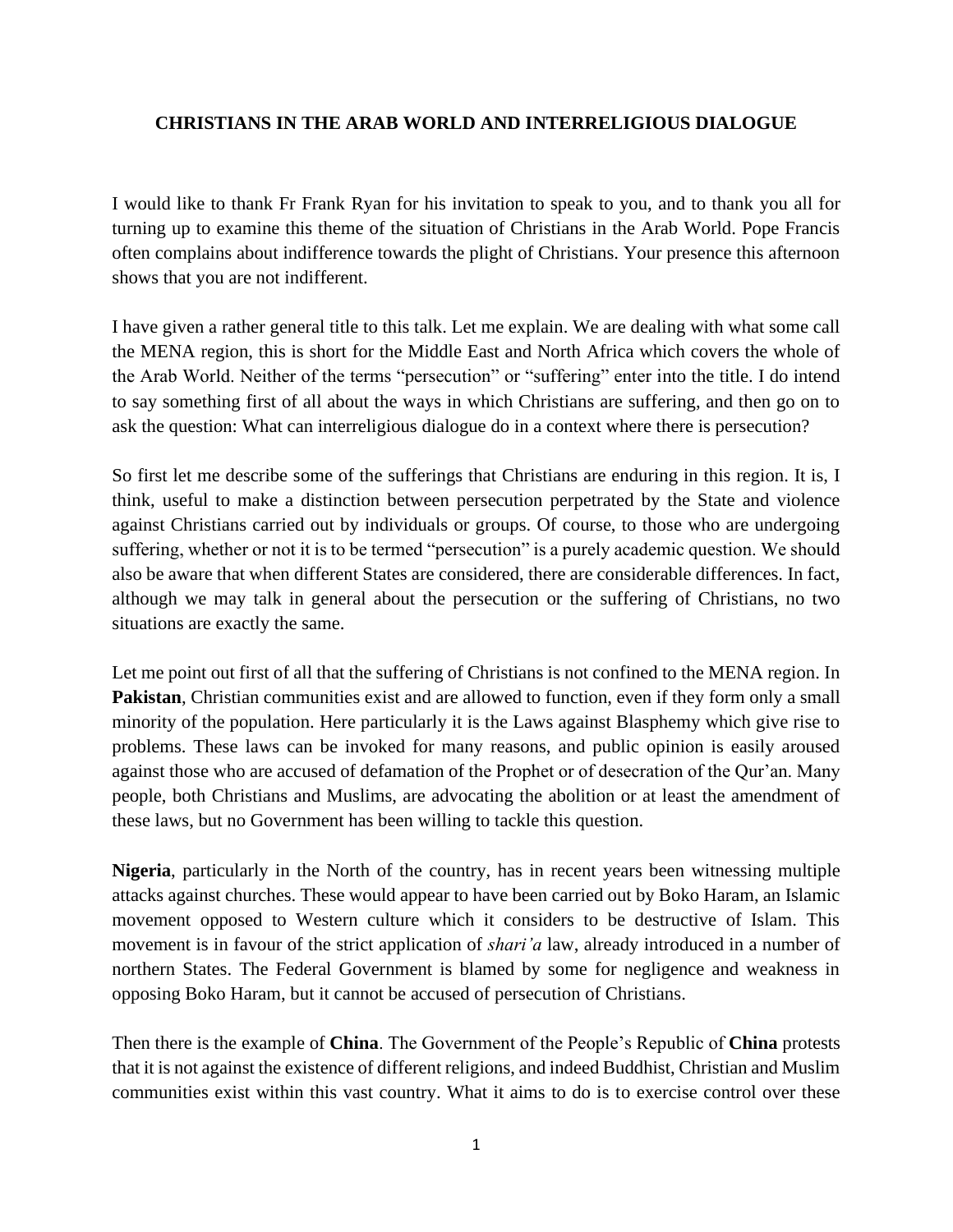# CHRISTIANS IN THE ARAB WORLD AND INTERRELIGIOUS DIALOGUE

I would like to thank Fr Frank Ryan for his invitation to speak to you, and to thank you all for turning up to examine this theme of the situation of Christians in the Arab World. Pope Francis often complains about indifference towards the plight of Christians. Your presence this afternoon shows that you are not indifferent.

I have given a rather general title to this talk. Let me explain. We are dealing with what some call the MENA region, this is short for the Middle East and North Africa which covers the whole of the Arab World. Neither of the terms "persecution" or "suffering" enter into the title. I do intend to say something first of all about the ways in which Christians are suffering, and then go on to ask the question: What can interreligious dialogue do in a context where there is persecution?

So first let me describe some of the sufferings that Christians are enduring in this region. It is, I think, useful to make a distinction between persecution perpetrated by the State and violence against Christians carried out by individuals or groups. Of course, to those who are undergoing suffering, whether or not it is to be termed "persecution" is a purely academic question. We should also be aware that when different States are considered, there are considerable differences. In fact, although we may talk in general about the persecution or the suffering of Christians, no two situations are exactly the same.

Let me point out first of all that the suffering of Christians is not confined to the MENA region. In **Pakistan**, Christian communities exist and are allowed to function, even if they form only a small minority of the population. Here particularly it is the Laws against Blasphemy which give rise to problems. These laws can be invoked for many reasons, and public opinion is easily aroused against those who are accused of defamation of the Prophet or of desecration of the Qur'an. Many people, both Christians and Muslims, are advocating the abolition or at least the amendment of these laws, but no Government has been willing to tackle this question.

**Nigeria**, particularly in the North of the country, has in recent years been witnessing multiple attacks against churches. These would appear to have been carried out by Boko Haram, an Islamic movement opposed to Western culture which it considers to be destructive of Islam. This movement is in favour of the strict application of *shari'a* law, already introduced in a number of northern States. The Federal Government is blamed by some for negligence and weakness in opposing Boko Haram, but it cannot be accused of persecution of Christians.

Then there is the example of **China**. The Government of the People's Republic of **China** protests that it is not against the existence of different religions, and indeed Buddhist, Christian and Muslim communities exist within this vast country. What it aims to do is to exercise control over these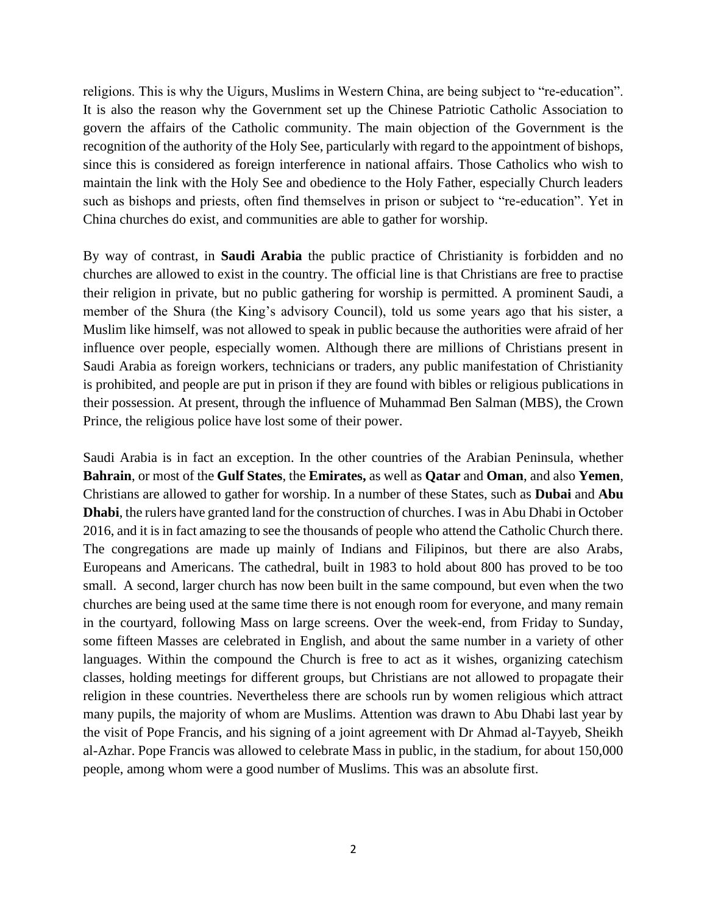religions. This is why the Uigurs, Muslims in Western China, are being subject to "re-education". It is also the reason why the Government set up the Chinese Patriotic Catholic Association to govern the affairs of the Catholic community. The main objection of the Government is the recognition of the authority of the Holy See, particularly with regard to the appointment of bishops, since this is considered as foreign interference in national affairs. Those Catholics who wish to maintain the link with the Holy See and obedience to the Holy Father, especially Church leaders such as bishops and priests, often find themselves in prison or subject to "re-education". Yet in China churches do exist, and communities are able to gather for worship.

By way of contrast, in **Saudi Arabia** the public practice of Christianity is forbidden and no churches are allowed to exist in the country. The official line is that Christians are free to practise their religion in private, but no public gathering for worship is permitted. A prominent Saudi, a member of the Shura (the King's advisory Council), told us some years ago that his sister, a Muslim like himself, was not allowed to speak in public because the authorities were afraid of her influence over people, especially women. Although there are millions of Christians present in Saudi Arabia as foreign workers, technicians or traders, any public manifestation of Christianity is prohibited, and people are put in prison if they are found with bibles or religious publications in their possession. At present, through the influence of Muhammad Ben Salman (MBS), the Crown Prince, the religious police have lost some of their power.

Saudi Arabia is in fact an exception. In the other countries of the Arabian Peninsula, whether **Bahrain**, or most of the **Gulf States**, the **Emirates,** as well as **Qatar** and **Oman**, and also **Yemen**, Christians are allowed to gather for worship. In a number of these States, such as **Dubai** and **Abu Dhabi**, the rulers have granted land for the construction of churches. I was in Abu Dhabi in October 2016, and it is in fact amazing to see the thousands of people who attend the Catholic Church there. The congregations are made up mainly of Indians and Filipinos, but there are also Arabs, Europeans and Americans. The cathedral, built in 1983 to hold about 800 has proved to be too small. A second, larger church has now been built in the same compound, but even when the two churches are being used at the same time there is not enough room for everyone, and many remain in the courtyard, following Mass on large screens. Over the week-end, from Friday to Sunday, some fifteen Masses are celebrated in English, and about the same number in a variety of other languages. Within the compound the Church is free to act as it wishes, organizing catechism classes, holding meetings for different groups, but Christians are not allowed to propagate their religion in these countries. Nevertheless there are schools run by women religious which attract many pupils, the majority of whom are Muslims. Attention was drawn to Abu Dhabi last year by the visit of Pope Francis, and his signing of a joint agreement with Dr Ahmad al-Tayyeb, Sheikh al-Azhar. Pope Francis was allowed to celebrate Mass in public, in the stadium, for about 150,000 people, among whom were a good number of Muslims. This was an absolute first.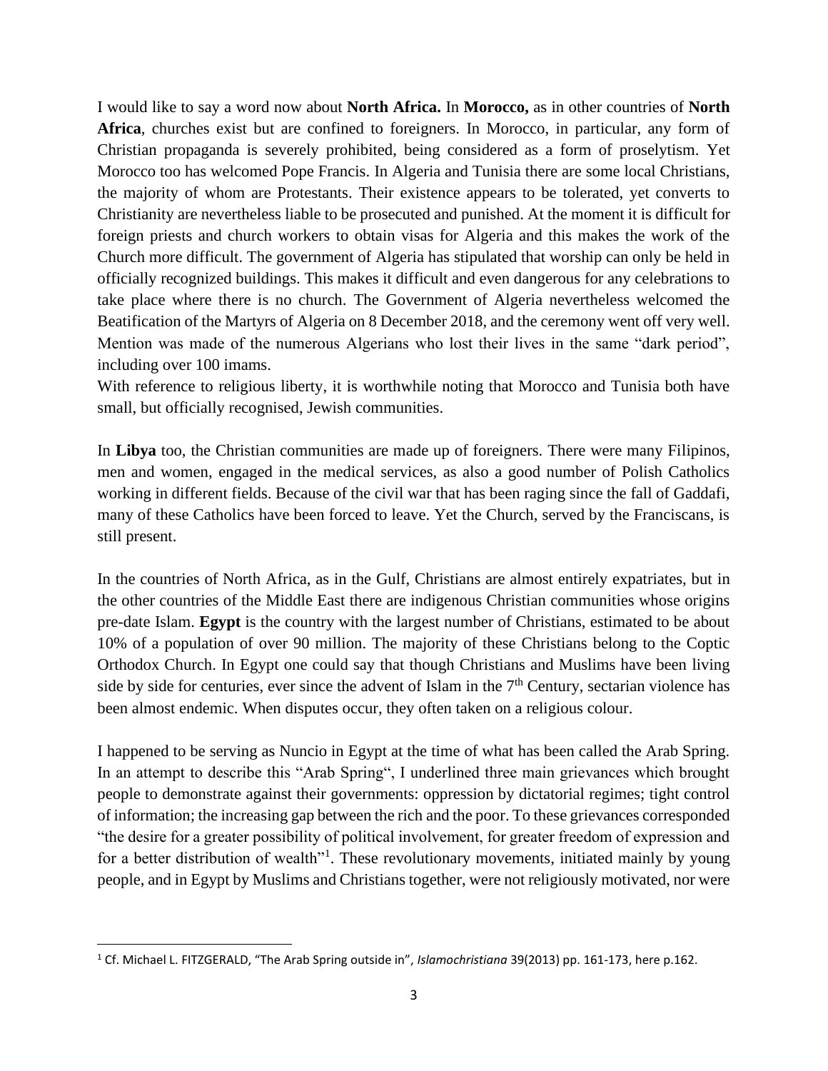I would like to say a word now about **North Africa.** In **Morocco,** as in other countries of **North Africa**, churches exist but are confined to foreigners. In Morocco, in particular, any form of Christian propaganda is severely prohibited, being considered as a form of proselytism. Yet Morocco too has welcomed Pope Francis. In Algeria and Tunisia there are some local Christians, the majority of whom are Protestants. Their existence appears to be tolerated, yet converts to Christianity are nevertheless liable to be prosecuted and punished. At the moment it is difficult for foreign priests and church workers to obtain visas for Algeria and this makes the work of the Church more difficult. The government of Algeria has stipulated that worship can only be held in officially recognized buildings. This makes it difficult and even dangerous for any celebrations to take place where there is no church. The Government of Algeria nevertheless welcomed the Beatification of the Martyrs of Algeria on 8 December 2018, and the ceremony went off very well. Mention was made of the numerous Algerians who lost their lives in the same "dark period", including over 100 imams.
With reference to religious liberty, it is worthwhile noting that Morocco and Tunisia both have small, but officially recognised, Jewish communities.

In **Libya** too, the Christian communities are made up of foreigners. There were many Filipinos, men and women, engaged in the medical services, as also a good number of Polish Catholics working in different fields. Because of the civil war that has been raging since the fall of Gaddafi, many of these Catholics have been forced to leave. Yet the Church, served by the Franciscans, is still present.

In the countries of North Africa, as in the Gulf, Christians are almost entirely expatriates, but in the other countries of the Middle East there are indigenous Christian communities whose origins pre-date Islam. **Egypt** is the country with the largest number of Christians, estimated to be about 10% of a population of over 90 million. The majority of these Christians belong to the Coptic Orthodox Church. In Egypt one could say that though Christians and Muslims have been living side by side for centuries, ever since the advent of Islam in the 7th Century, sectarian violence has been almost endemic. When disputes occur, they often taken on a religious colour.

I happened to be serving as Nuncio in Egypt at the time of what has been called the Arab Spring. In an attempt to describe this "Arab Spring", I underlined three main grievances which brought people to demonstrate against their governments: oppression by dictatorial regimes; tight control of information; the increasing gap between the rich and the poor. To these grievances corresponded "the desire for a greater possibility of political involvement, for greater freedom of expression and for a better distribution of wealth"[1]. These revolutionary movements, initiated mainly by young people, and in Egypt by Muslims and Christians together, were not religiously motivated, nor were

[1] Cf. Michael L. FITZGERALD, "The Arab Spring outside in", *Islamochristiana* 39(2013) pp. 161-173, here p.162.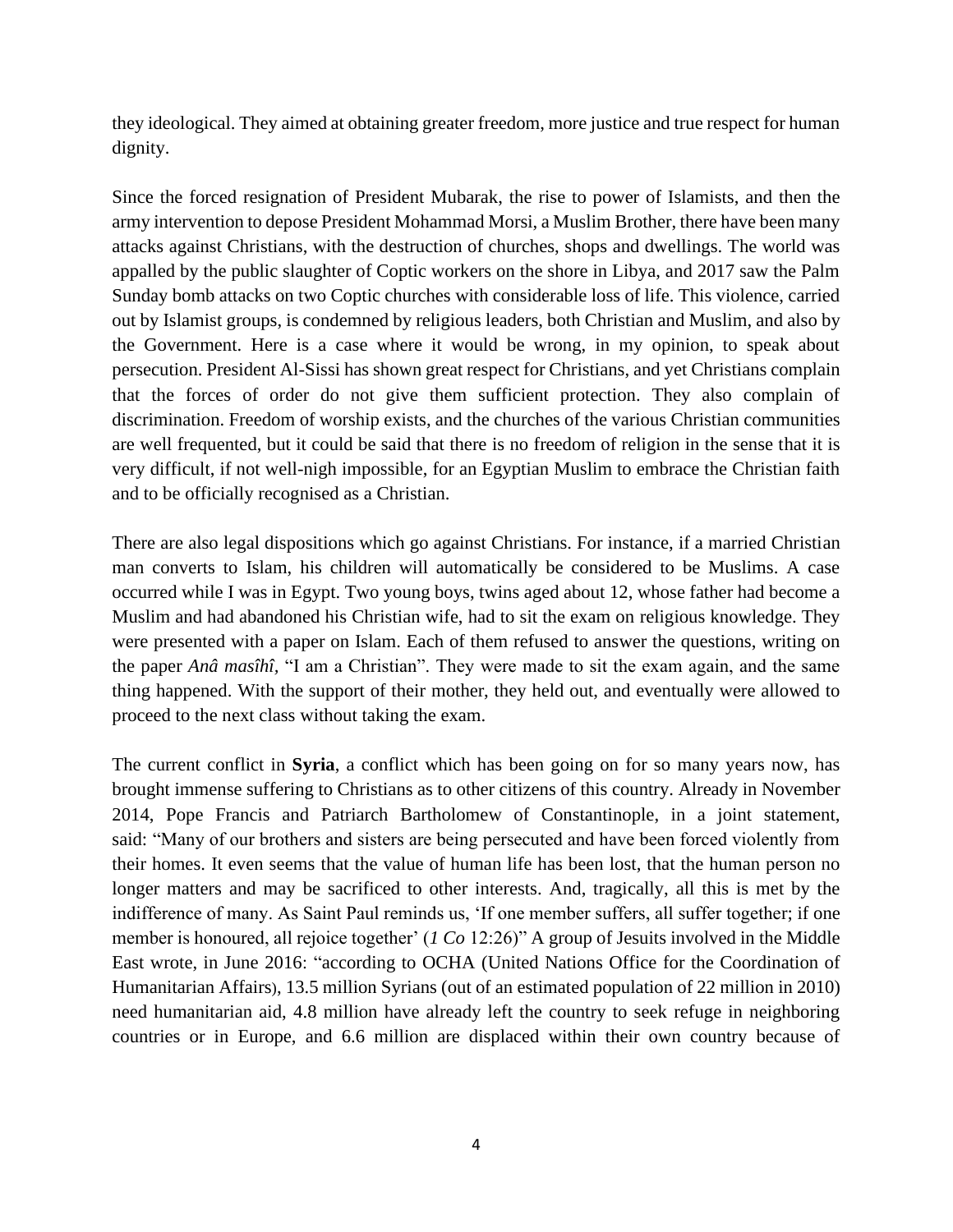they ideological. They aimed at obtaining greater freedom, more justice and true respect for human dignity.

Since the forced resignation of President Mubarak, the rise to power of Islamists, and then the army intervention to depose President Mohammad Morsi, a Muslim Brother, there have been many attacks against Christians, with the destruction of churches, shops and dwellings. The world was appalled by the public slaughter of Coptic workers on the shore in Libya, and 2017 saw the Palm Sunday bomb attacks on two Coptic churches with considerable loss of life. This violence, carried out by Islamist groups, is condemned by religious leaders, both Christian and Muslim, and also by the Government. Here is a case where it would be wrong, in my opinion, to speak about persecution. President Al-Sissi has shown great respect for Christians, and yet Christians complain that the forces of order do not give them sufficient protection. They also complain of discrimination. Freedom of worship exists, and the churches of the various Christian communities are well frequented, but it could be said that there is no freedom of religion in the sense that it is very difficult, if not well-nigh impossible, for an Egyptian Muslim to embrace the Christian faith and to be officially recognised as a Christian.

There are also legal dispositions which go against Christians. For instance, if a married Christian man converts to Islam, his children will automatically be considered to be Muslims. A case occurred while I was in Egypt. Two young boys, twins aged about 12, whose father had become a Muslim and had abandoned his Christian wife, had to sit the exam on religious knowledge. They were presented with a paper on Islam. Each of them refused to answer the questions, writing on the paper *Anâ masîhî*, "I am a Christian". They were made to sit the exam again, and the same thing happened. With the support of their mother, they held out, and eventually were allowed to proceed to the next class without taking the exam.

The current conflict in **Syria**, a conflict which has been going on for so many years now, has brought immense suffering to Christians as to other citizens of this country. Already in November 2014, Pope Francis and Patriarch Bartholomew of Constantinople, in a joint statement, said: "Many of our brothers and sisters are being persecuted and have been forced violently from their homes. It even seems that the value of human life has been lost, that the human person no longer matters and may be sacrificed to other interests. And, tragically, all this is met by the indifference of many. As Saint Paul reminds us, 'If one member suffers, all suffer together; if one member is honoured, all rejoice together' (*1 Co* 12:26)" A group of Jesuits involved in the Middle East wrote, in June 2016: "according to OCHA (United Nations Office for the Coordination of Humanitarian Affairs), 13.5 million Syrians (out of an estimated population of 22 million in 2010) need humanitarian aid, 4.8 million have already left the country to seek refuge in neighboring countries or in Europe, and 6.6 million are displaced within their own country because of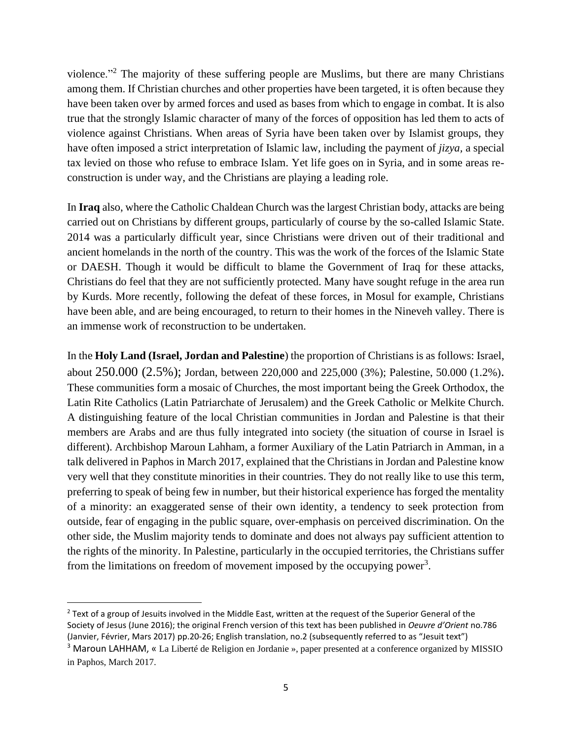violence."[2] The majority of these suffering people are Muslims, but there are many Christians among them. If Christian churches and other properties have been targeted, it is often because they have been taken over by armed forces and used as bases from which to engage in combat. It is also true that the strongly Islamic character of many of the forces of opposition has led them to acts of violence against Christians. When areas of Syria have been taken over by Islamist groups, they have often imposed a strict interpretation of Islamic law, including the payment of *jizya*, a special tax levied on those who refuse to embrace Islam. Yet life goes on in Syria, and in some areas re-construction is under way, and the Christians are playing a leading role.

In **Iraq** also, where the Catholic Chaldean Church was the largest Christian body, attacks are being carried out on Christians by different groups, particularly of course by the so-called Islamic State. 2014 was a particularly difficult year, since Christians were driven out of their traditional and ancient homelands in the north of the country. This was the work of the forces of the Islamic State or DAESH. Though it would be difficult to blame the Government of Iraq for these attacks, Christians do feel that they are not sufficiently protected. Many have sought refuge in the area run by Kurds. More recently, following the defeat of these forces, in Mosul for example, Christians have been able, and are being encouraged, to return to their homes in the Nineveh valley. There is an immense work of reconstruction to be undertaken.

In the **Holy Land (Israel, Jordan and Palestine**) the proportion of Christians is as follows: Israel, about 250.000 (2.5%); Jordan, between 220,000 and 225,000 (3%); Palestine, 50.000 (1.2%). These communities form a mosaic of Churches, the most important being the Greek Orthodox, the Latin Rite Catholics (Latin Patriarchate of Jerusalem) and the Greek Catholic or Melkite Church. A distinguishing feature of the local Christian communities in Jordan and Palestine is that their members are Arabs and are thus fully integrated into society (the situation of course in Israel is different). Archbishop Maroun Lahham, a former Auxiliary of the Latin Patriarch in Amman, in a talk delivered in Paphos in March 2017, explained that the Christians in Jordan and Palestine know very well that they constitute minorities in their countries. They do not really like to use this term, preferring to speak of being few in number, but their historical experience has forged the mentality of a minority: an exaggerated sense of their own identity, a tendency to seek protection from outside, fear of engaging in the public square, over-emphasis on perceived discrimination. On the other side, the Muslim majority tends to dominate and does not always pay sufficient attention to the rights of the minority. In Palestine, particularly in the occupied territories, the Christians suffer from the limitations on freedom of movement imposed by the occupying power[3].

---

[2] Text of a group of Jesuits involved in the Middle East, written at the request of the Superior General of the Society of Jesus (June 2016); the original French version of this text has been published in *Oeuvre d'Orient* no.786 (Janvier, Février, Mars 2017) pp.20-26; English translation, no.2 (subsequently referred to as "Jesuit text")

[3] Maroun LAHHAM, « La Liberté de Religion en Jordanie », paper presented at a conference organized by MISSIO in Paphos, March 2017.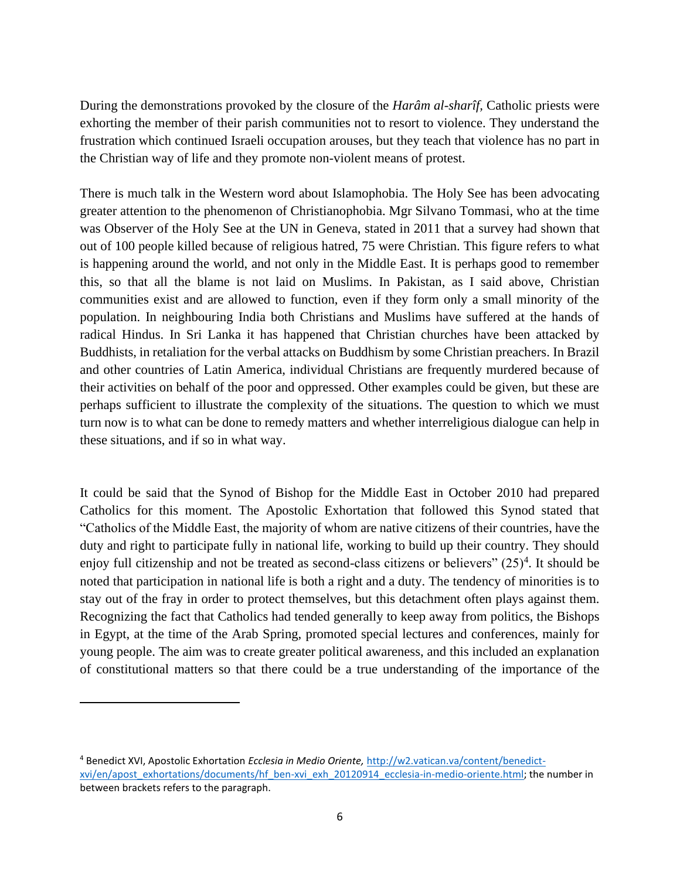During the demonstrations provoked by the closure of the *Harâm al-sharîf,* Catholic priests were exhorting the member of their parish communities not to resort to violence. They understand the frustration which continued Israeli occupation arouses, but they teach that violence has no part in the Christian way of life and they promote non-violent means of protest.

There is much talk in the Western word about Islamophobia. The Holy See has been advocating greater attention to the phenomenon of Christianophobia. Mgr Silvano Tommasi, who at the time was Observer of the Holy See at the UN in Geneva, stated in 2011 that a survey had shown that out of 100 people killed because of religious hatred, 75 were Christian. This figure refers to what is happening around the world, and not only in the Middle East. It is perhaps good to remember this, so that all the blame is not laid on Muslims. In Pakistan, as I said above, Christian communities exist and are allowed to function, even if they form only a small minority of the population. In neighbouring India both Christians and Muslims have suffered at the hands of radical Hindus. In Sri Lanka it has happened that Christian churches have been attacked by Buddhists, in retaliation for the verbal attacks on Buddhism by some Christian preachers. In Brazil and other countries of Latin America, individual Christians are frequently murdered because of their activities on behalf of the poor and oppressed. Other examples could be given, but these are perhaps sufficient to illustrate the complexity of the situations. The question to which we must turn now is to what can be done to remedy matters and whether interreligious dialogue can help in these situations, and if so in what way.

It could be said that the Synod of Bishop for the Middle East in October 2010 had prepared Catholics for this moment. The Apostolic Exhortation that followed this Synod stated that "Catholics of the Middle East, the majority of whom are native citizens of their countries, have the duty and right to participate fully in national life, working to build up their country. They should enjoy full citizenship and not be treated as second-class citizens or believers" (25)[4]. It should be noted that participation in national life is both a right and a duty. The tendency of minorities is to stay out of the fray in order to protect themselves, but this detachment often plays against them. Recognizing the fact that Catholics had tended generally to keep away from politics, the Bishops in Egypt, at the time of the Arab Spring, promoted special lectures and conferences, mainly for young people. The aim was to create greater political awareness, and this included an explanation of constitutional matters so that there could be a true understanding of the importance of the

---

[4] Benedict XVI, Apostolic Exhortation *Ecclesia in Medio Oriente,* http://w2.vatican.va/content/benedict-xvi/en/apost_exhortations/documents/hf_ben-xvi_exh_20120914_ecclesia-in-medio-oriente.html; the number in between brackets refers to the paragraph.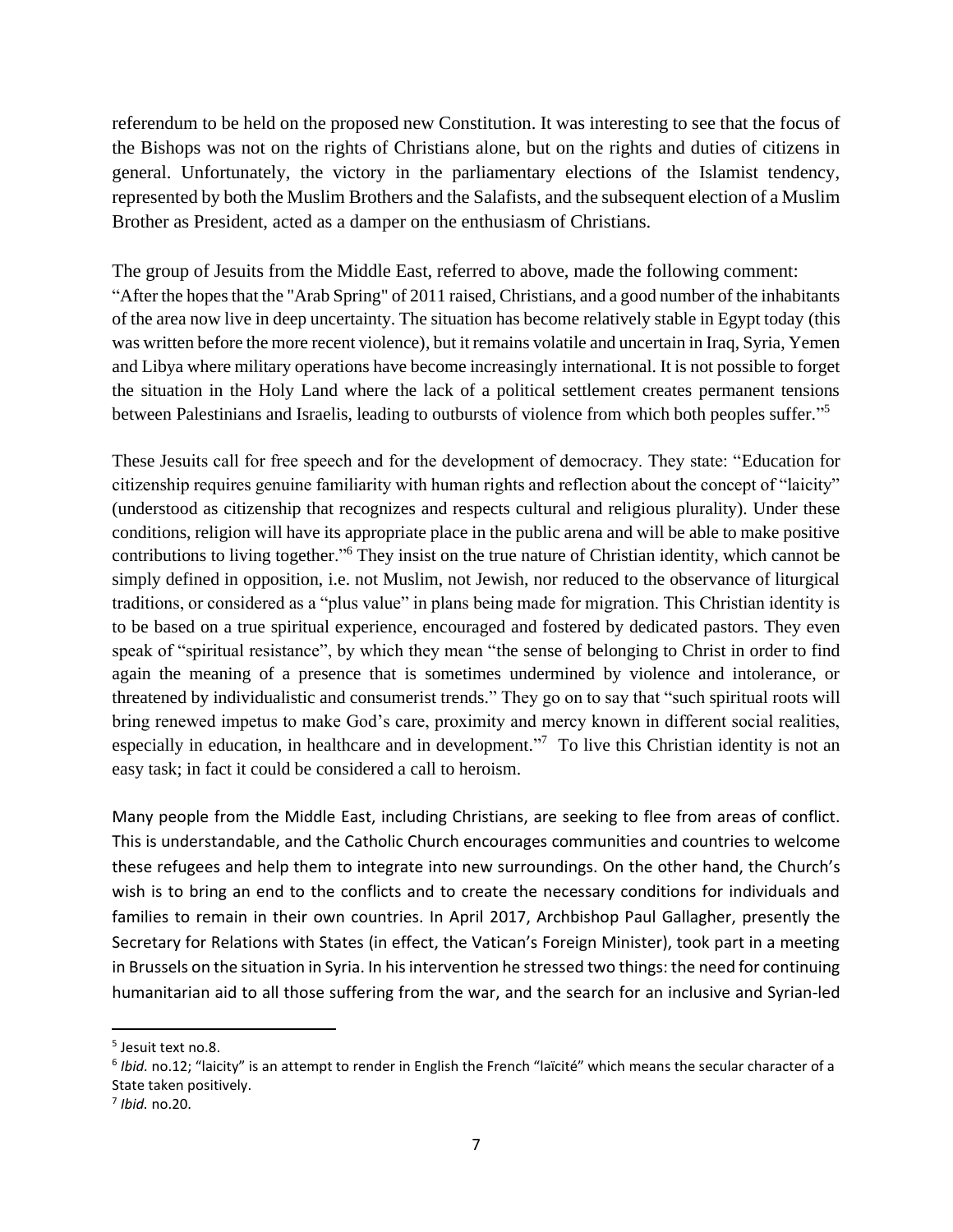referendum to be held on the proposed new Constitution. It was interesting to see that the focus of the Bishops was not on the rights of Christians alone, but on the rights and duties of citizens in general. Unfortunately, the victory in the parliamentary elections of the Islamist tendency, represented by both the Muslim Brothers and the Salafists, and the subsequent election of a Muslim Brother as President, acted as a damper on the enthusiasm of Christians.

The group of Jesuits from the Middle East, referred to above, made the following comment: "After the hopes that the "Arab Spring" of 2011 raised, Christians, and a good number of the inhabitants of the area now live in deep uncertainty. The situation has become relatively stable in Egypt today (this was written before the more recent violence), but it remains volatile and uncertain in Iraq, Syria, Yemen and Libya where military operations have become increasingly international. It is not possible to forget the situation in the Holy Land where the lack of a political settlement creates permanent tensions between Palestinians and Israelis, leading to outbursts of violence from which both peoples suffer."[5]

These Jesuits call for free speech and for the development of democracy. They state: "Education for citizenship requires genuine familiarity with human rights and reflection about the concept of "laicity" (understood as citizenship that recognizes and respects cultural and religious plurality). Under these conditions, religion will have its appropriate place in the public arena and will be able to make positive contributions to living together."[6] They insist on the true nature of Christian identity, which cannot be simply defined in opposition, i.e. not Muslim, not Jewish, nor reduced to the observance of liturgical traditions, or considered as a "plus value" in plans being made for migration. This Christian identity is to be based on a true spiritual experience, encouraged and fostered by dedicated pastors. They even speak of "spiritual resistance", by which they mean "the sense of belonging to Christ in order to find again the meaning of a presence that is sometimes undermined by violence and intolerance, or threatened by individualistic and consumerist trends." They go on to say that "such spiritual roots will bring renewed impetus to make God's care, proximity and mercy known in different social realities, especially in education, in healthcare and in development."[7] To live this Christian identity is not an easy task; in fact it could be considered a call to heroism.

Many people from the Middle East, including Christians, are seeking to flee from areas of conflict. This is understandable, and the Catholic Church encourages communities and countries to welcome these refugees and help them to integrate into new surroundings. On the other hand, the Church's wish is to bring an end to the conflicts and to create the necessary conditions for individuals and families to remain in their own countries. In April 2017, Archbishop Paul Gallagher, presently the Secretary for Relations with States (in effect, the Vatican's Foreign Minister), took part in a meeting in Brussels on the situation in Syria. In his intervention he stressed two things: the need for continuing humanitarian aid to all those suffering from the war, and the search for an inclusive and Syrian-led

---

[5] Jesuit text no.8.

[6] *Ibid.* no.12; "laicity" is an attempt to render in English the French "laïcité" which means the secular character of a State taken positively.

[7] *Ibid.* no.20.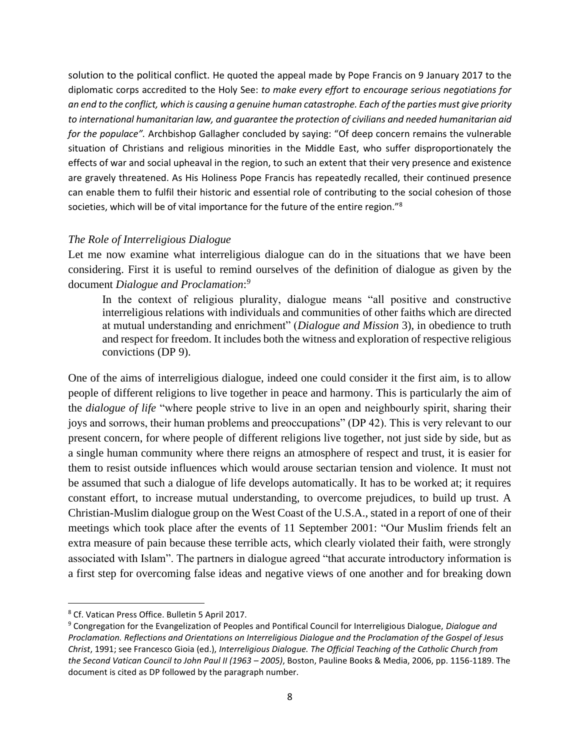solution to the political conflict. He quoted the appeal made by Pope Francis on 9 January 2017 to the diplomatic corps accredited to the Holy See: *to make every effort to encourage serious negotiations for an end to the conflict, which is causing a genuine human catastrophe. Each of the parties must give priority to international humanitarian law, and guarantee the protection of civilians and needed humanitarian aid for the populace".* Archbishop Gallagher concluded by saying: "Of deep concern remains the vulnerable situation of Christians and religious minorities in the Middle East, who suffer disproportionately the effects of war and social upheaval in the region, to such an extent that their very presence and existence are gravely threatened. As His Holiness Pope Francis has repeatedly recalled, their continued presence can enable them to fulfil their historic and essential role of contributing to the social cohesion of those societies, which will be of vital importance for the future of the entire region."[8]

*The Role of Interreligious Dialogue*

Let me now examine what interreligious dialogue can do in the situations that we have been considering. First it is useful to remind ourselves of the definition of dialogue as given by the document *Dialogue and Proclamation*:[9]

> In the context of religious plurality, dialogue means "all positive and constructive interreligious relations with individuals and communities of other faiths which are directed at mutual understanding and enrichment" (*Dialogue and Mission* 3), in obedience to truth and respect for freedom. It includes both the witness and exploration of respective religious convictions (DP 9).

One of the aims of interreligious dialogue, indeed one could consider it the first aim, is to allow people of different religions to live together in peace and harmony. This is particularly the aim of the *dialogue of life* "where people strive to live in an open and neighbourly spirit, sharing their joys and sorrows, their human problems and preoccupations" (DP 42). This is very relevant to our present concern, for where people of different religions live together, not just side by side, but as a single human community where there reigns an atmosphere of respect and trust, it is easier for them to resist outside influences which would arouse sectarian tension and violence. It must not be assumed that such a dialogue of life develops automatically. It has to be worked at; it requires constant effort, to increase mutual understanding, to overcome prejudices, to build up trust. A Christian-Muslim dialogue group on the West Coast of the U.S.A., stated in a report of one of their meetings which took place after the events of 11 September 2001: "Our Muslim friends felt an extra measure of pain because these terrible acts, which clearly violated their faith, were strongly associated with Islam". The partners in dialogue agreed "that accurate introductory information is a first step for overcoming false ideas and negative views of one another and for breaking down

---

[8] Cf. Vatican Press Office. Bulletin 5 April 2017.

[9] Congregation for the Evangelization of Peoples and Pontifical Council for Interreligious Dialogue, *Dialogue and Proclamation. Reflections and Orientations on Interreligious Dialogue and the Proclamation of the Gospel of Jesus Christ*, 1991; see Francesco Gioia (ed.), *Interreligious Dialogue. The Official Teaching of the Catholic Church from the Second Vatican Council to John Paul II (1963 – 2005)*, Boston, Pauline Books & Media, 2006, pp. 1156-1189. The document is cited as DP followed by the paragraph number.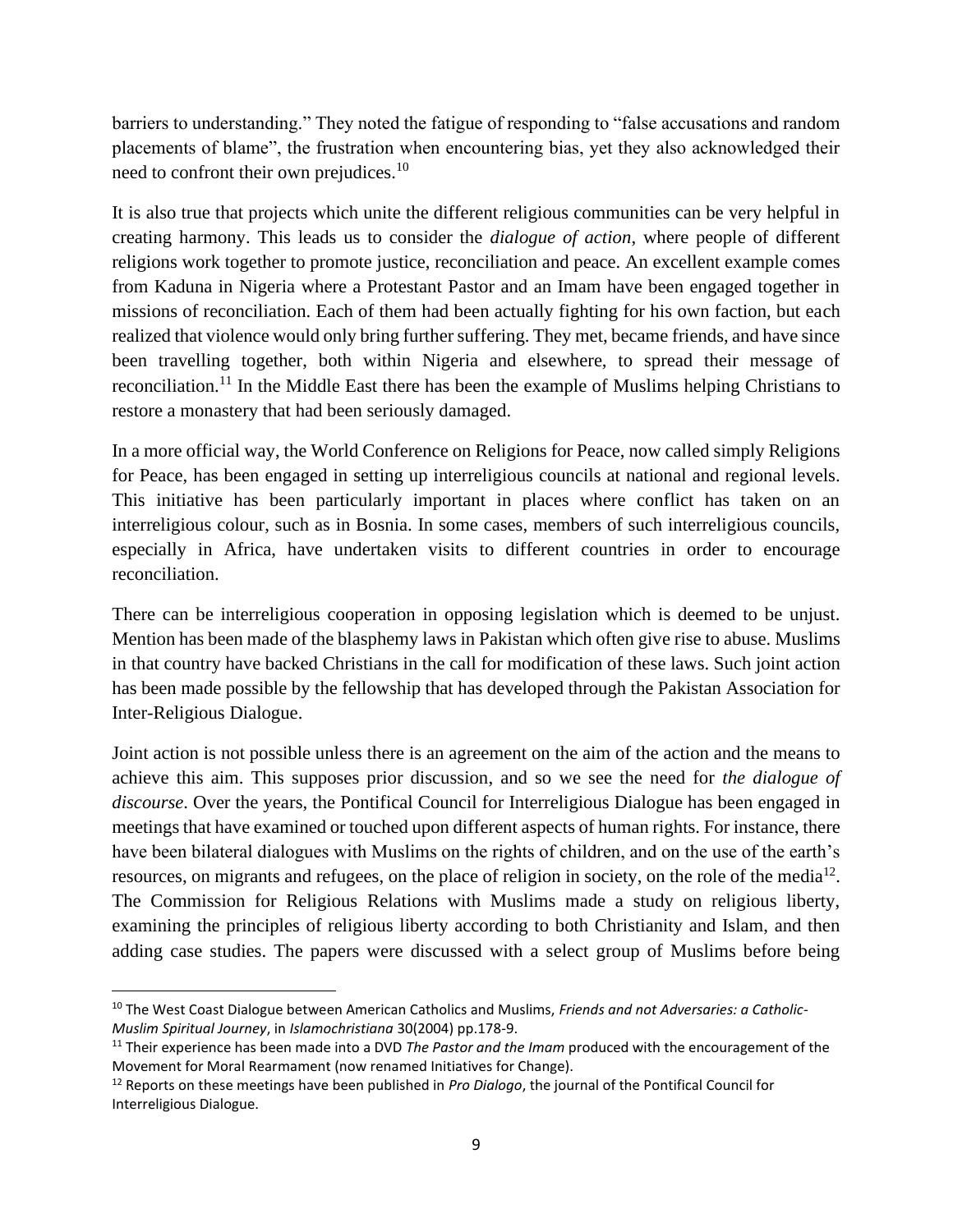barriers to understanding." They noted the fatigue of responding to "false accusations and random placements of blame", the frustration when encountering bias, yet they also acknowledged their need to confront their own prejudices.[10]

It is also true that projects which unite the different religious communities can be very helpful in creating harmony. This leads us to consider the *dialogue of action*, where people of different religions work together to promote justice, reconciliation and peace. An excellent example comes from Kaduna in Nigeria where a Protestant Pastor and an Imam have been engaged together in missions of reconciliation. Each of them had been actually fighting for his own faction, but each realized that violence would only bring further suffering. They met, became friends, and have since been travelling together, both within Nigeria and elsewhere, to spread their message of reconciliation.[11] In the Middle East there has been the example of Muslims helping Christians to restore a monastery that had been seriously damaged.

In a more official way, the World Conference on Religions for Peace, now called simply Religions for Peace, has been engaged in setting up interreligious councils at national and regional levels. This initiative has been particularly important in places where conflict has taken on an interreligious colour, such as in Bosnia. In some cases, members of such interreligious councils, especially in Africa, have undertaken visits to different countries in order to encourage reconciliation.

There can be interreligious cooperation in opposing legislation which is deemed to be unjust. Mention has been made of the blasphemy laws in Pakistan which often give rise to abuse. Muslims in that country have backed Christians in the call for modification of these laws. Such joint action has been made possible by the fellowship that has developed through the Pakistan Association for Inter-Religious Dialogue.

Joint action is not possible unless there is an agreement on the aim of the action and the means to achieve this aim. This supposes prior discussion, and so we see the need for *the dialogue of discourse*. Over the years, the Pontifical Council for Interreligious Dialogue has been engaged in meetings that have examined or touched upon different aspects of human rights. For instance, there have been bilateral dialogues with Muslims on the rights of children, and on the use of the earth's resources, on migrants and refugees, on the place of religion in society, on the role of the media[12]. The Commission for Religious Relations with Muslims made a study on religious liberty, examining the principles of religious liberty according to both Christianity and Islam, and then adding case studies. The papers were discussed with a select group of Muslims before being

---

[10] The West Coast Dialogue between American Catholics and Muslims, *Friends and not Adversaries: a Catholic-Muslim Spiritual Journey*, in *Islamochristiana* 30(2004) pp.178-9.

[11] Their experience has been made into a DVD *The Pastor and the Imam* produced with the encouragement of the Movement for Moral Rearmament (now renamed Initiatives for Change).

[12] Reports on these meetings have been published in *Pro Dialogo*, the journal of the Pontifical Council for Interreligious Dialogue.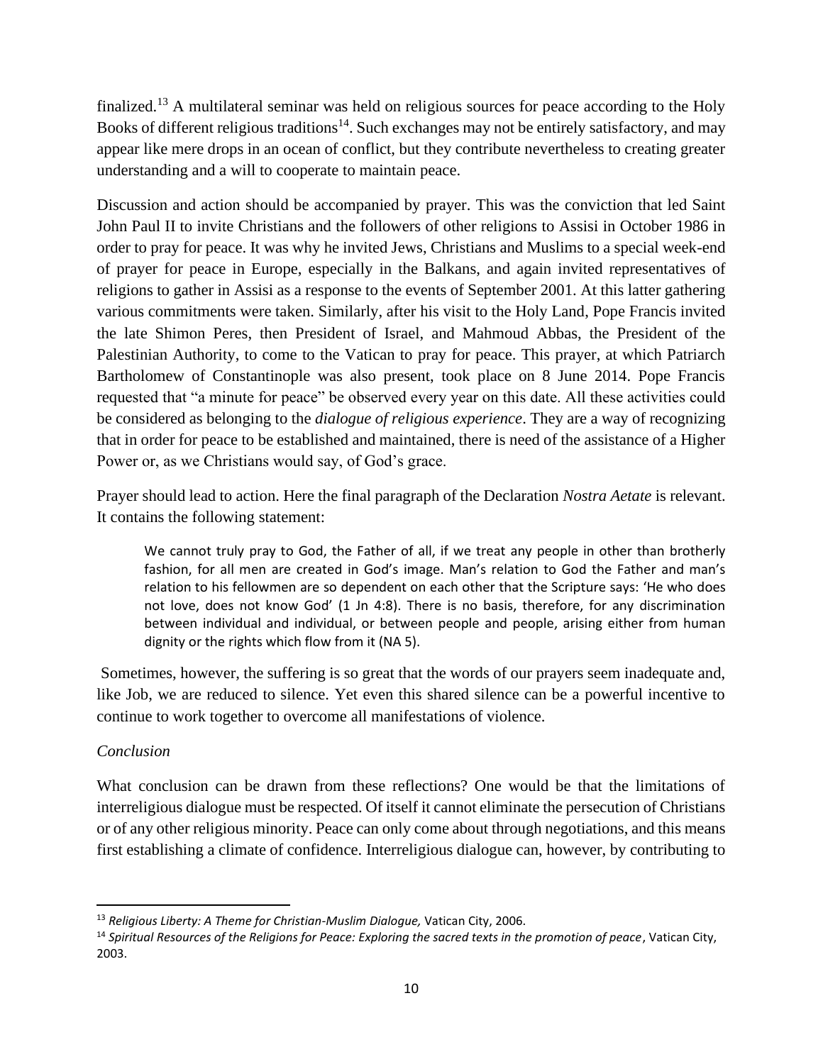finalized.[13] A multilateral seminar was held on religious sources for peace according to the Holy Books of different religious traditions[14]. Such exchanges may not be entirely satisfactory, and may appear like mere drops in an ocean of conflict, but they contribute nevertheless to creating greater understanding and a will to cooperate to maintain peace.

Discussion and action should be accompanied by prayer. This was the conviction that led Saint John Paul II to invite Christians and the followers of other religions to Assisi in October 1986 in order to pray for peace. It was why he invited Jews, Christians and Muslims to a special week-end of prayer for peace in Europe, especially in the Balkans, and again invited representatives of religions to gather in Assisi as a response to the events of September 2001. At this latter gathering various commitments were taken. Similarly, after his visit to the Holy Land, Pope Francis invited the late Shimon Peres, then President of Israel, and Mahmoud Abbas, the President of the Palestinian Authority, to come to the Vatican to pray for peace. This prayer, at which Patriarch Bartholomew of Constantinople was also present, took place on 8 June 2014. Pope Francis requested that "a minute for peace" be observed every year on this date. All these activities could be considered as belonging to the *dialogue of religious experience*. They are a way of recognizing that in order for peace to be established and maintained, there is need of the assistance of a Higher Power or, as we Christians would say, of God's grace.

Prayer should lead to action. Here the final paragraph of the Declaration *Nostra Aetate* is relevant. It contains the following statement:

> We cannot truly pray to God, the Father of all, if we treat any people in other than brotherly fashion, for all men are created in God's image. Man's relation to God the Father and man's relation to his fellowmen are so dependent on each other that the Scripture says: 'He who does not love, does not know God' (1 Jn 4:8). There is no basis, therefore, for any discrimination between individual and individual, or between people and people, arising either from human dignity or the rights which flow from it (NA 5).

Sometimes, however, the suffering is so great that the words of our prayers seem inadequate and, like Job, we are reduced to silence. Yet even this shared silence can be a powerful incentive to continue to work together to overcome all manifestations of violence.

*Conclusion*

What conclusion can be drawn from these reflections? One would be that the limitations of interreligious dialogue must be respected. Of itself it cannot eliminate the persecution of Christians or of any other religious minority. Peace can only come about through negotiations, and this means first establishing a climate of confidence. Interreligious dialogue can, however, by contributing to

---

[13] *Religious Liberty: A Theme for Christian-Muslim Dialogue,* Vatican City, 2006.

[14] *Spiritual Resources of the Religions for Peace: Exploring the sacred texts in the promotion of peace*, Vatican City, 2003.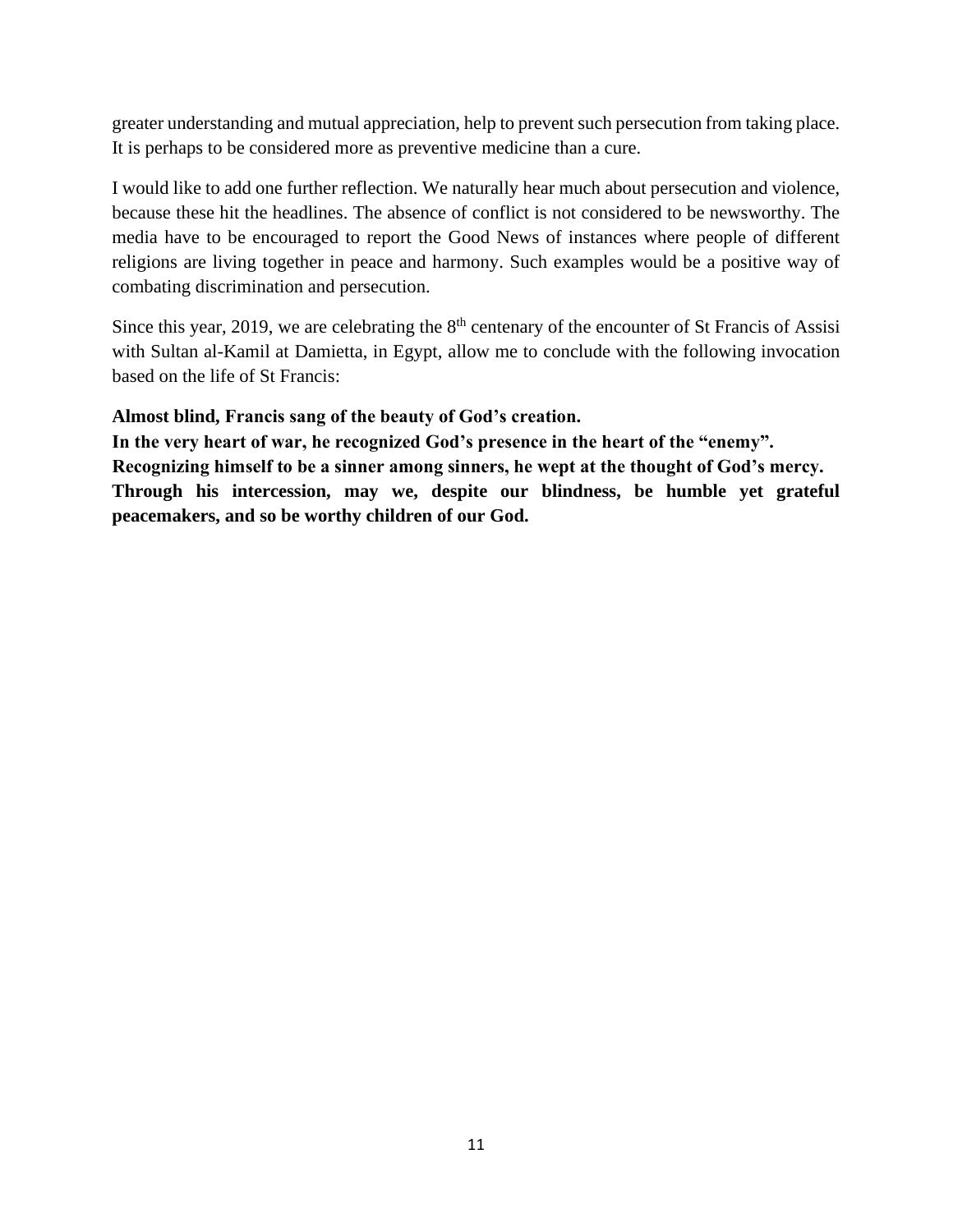greater understanding and mutual appreciation, help to prevent such persecution from taking place. It is perhaps to be considered more as preventive medicine than a cure.

I would like to add one further reflection. We naturally hear much about persecution and violence, because these hit the headlines. The absence of conflict is not considered to be newsworthy. The media have to be encouraged to report the Good News of instances where people of different religions are living together in peace and harmony. Such examples would be a positive way of combating discrimination and persecution.

Since this year, 2019, we are celebrating the 8th centenary of the encounter of St Francis of Assisi with Sultan al-Kamil at Damietta, in Egypt, allow me to conclude with the following invocation based on the life of St Francis:

**Almost blind, Francis sang of the beauty of God's creation.**
**In the very heart of war, he recognized God's presence in the heart of the "enemy".**
**Recognizing himself to be a sinner among sinners, he wept at the thought of God's mercy.**
**Through his intercession, may we, despite our blindness, be humble yet grateful peacemakers, and so be worthy children of our God.**